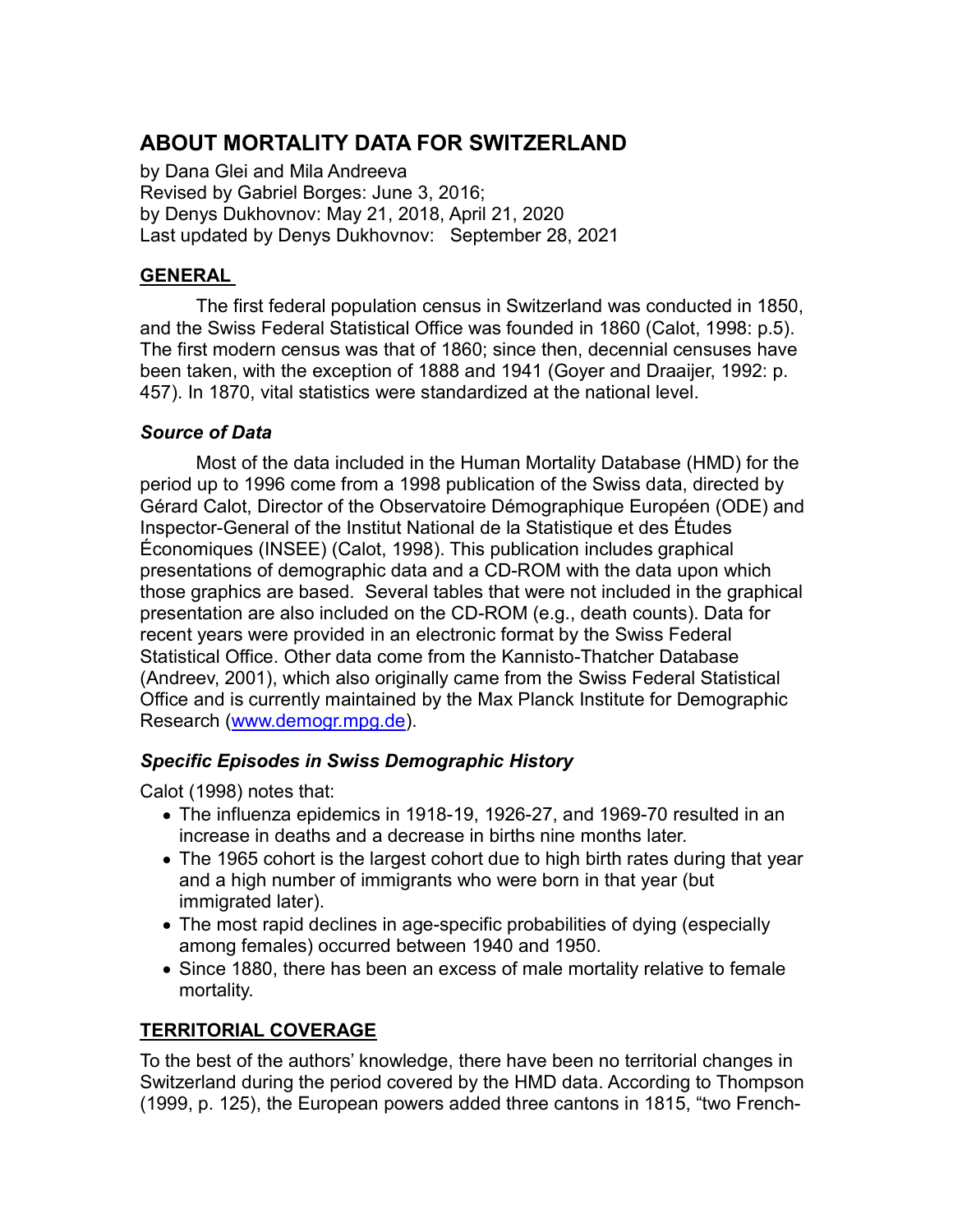# ABOUT MORTALITY DATA FOR SWITZERLAND

by Dana Glei and Mila Andreeva
Revised by Gabriel Borges: June 3, 2016;
by Denys Dukhovnov: May 21, 2018, April 21, 2020
Last updated by Denys Dukhovnov: September 28, 2021

## GENERAL

The first federal population census in Switzerland was conducted in 1850, and the Swiss Federal Statistical Office was founded in 1860 (Calot, 1998: p.5). The first modern census was that of 1860; since then, decennial censuses have been taken, with the exception of 1888 and 1941 (Goyer and Draaijer, 1992: p. 457). In 1870, vital statistics were standardized at the national level.

### *Source of Data*

Most of the data included in the Human Mortality Database (HMD) for the period up to 1996 come from a 1998 publication of the Swiss data, directed by Gérard Calot, Director of the Observatoire Démographique Européen (ODE) and Inspector-General of the Institut National de la Statistique et des Études Économiques (INSEE) (Calot, 1998). This publication includes graphical presentations of demographic data and a CD-ROM with the data upon which those graphics are based. Several tables that were not included in the graphical presentation are also included on the CD-ROM (e.g., death counts). Data for recent years were provided in an electronic format by the Swiss Federal Statistical Office. Other data come from the Kannisto-Thatcher Database (Andreev, 2001), which also originally came from the Swiss Federal Statistical Office and is currently maintained by the Max Planck Institute for Demographic Research (www.demogr.mpg.de).

### *Specific Episodes in Swiss Demographic History*

Calot (1998) notes that:

- The influenza epidemics in 1918-19, 1926-27, and 1969-70 resulted in an increase in deaths and a decrease in births nine months later.
- The 1965 cohort is the largest cohort due to high birth rates during that year and a high number of immigrants who were born in that year (but immigrated later).
- The most rapid declines in age-specific probabilities of dying (especially among females) occurred between 1940 and 1950.
- Since 1880, there has been an excess of male mortality relative to female mortality.

## TERRITORIAL COVERAGE

To the best of the authors' knowledge, there have been no territorial changes in Switzerland during the period covered by the HMD data. According to Thompson (1999, p. 125), the European powers added three cantons in 1815, "two French-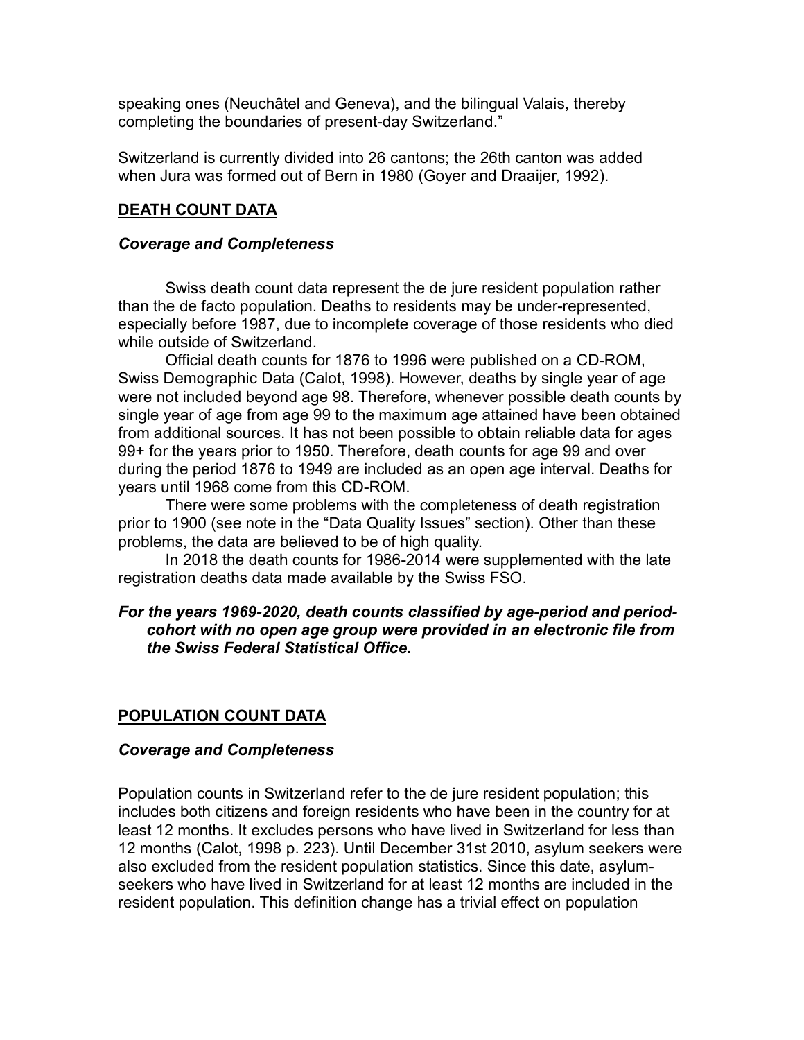speaking ones (Neuchâtel and Geneva), and the bilingual Valais, thereby completing the boundaries of present-day Switzerland."

Switzerland is currently divided into 26 cantons; the 26th canton was added when Jura was formed out of Bern in 1980 (Goyer and Draaijer, 1992).

## DEATH COUNT DATA

### *Coverage and Completeness*

Swiss death count data represent the de jure resident population rather than the de facto population. Deaths to residents may be under-represented, especially before 1987, due to incomplete coverage of those residents who died while outside of Switzerland.

Official death counts for 1876 to 1996 were published on a CD-ROM, Swiss Demographic Data (Calot, 1998). However, deaths by single year of age were not included beyond age 98. Therefore, whenever possible death counts by single year of age from age 99 to the maximum age attained have been obtained from additional sources. It has not been possible to obtain reliable data for ages 99+ for the years prior to 1950. Therefore, death counts for age 99 and over during the period 1876 to 1949 are included as an open age interval. Deaths for years until 1968 come from this CD-ROM.

There were some problems with the completeness of death registration prior to 1900 (see note in the "Data Quality Issues" section). Other than these problems, the data are believed to be of high quality.

In 2018 the death counts for 1986-2014 were supplemented with the late registration deaths data made available by the Swiss FSO.

***For the years 1969-2020, death counts classified by age-period and period-cohort with no open age group were provided in an electronic file from the Swiss Federal Statistical Office.***

## POPULATION COUNT DATA

### *Coverage and Completeness*

Population counts in Switzerland refer to the de jure resident population; this includes both citizens and foreign residents who have been in the country for at least 12 months. It excludes persons who have lived in Switzerland for less than 12 months (Calot, 1998 p. 223). Until December 31st 2010, asylum seekers were also excluded from the resident population statistics. Since this date, asylum-seekers who have lived in Switzerland for at least 12 months are included in the resident population. This definition change has a trivial effect on population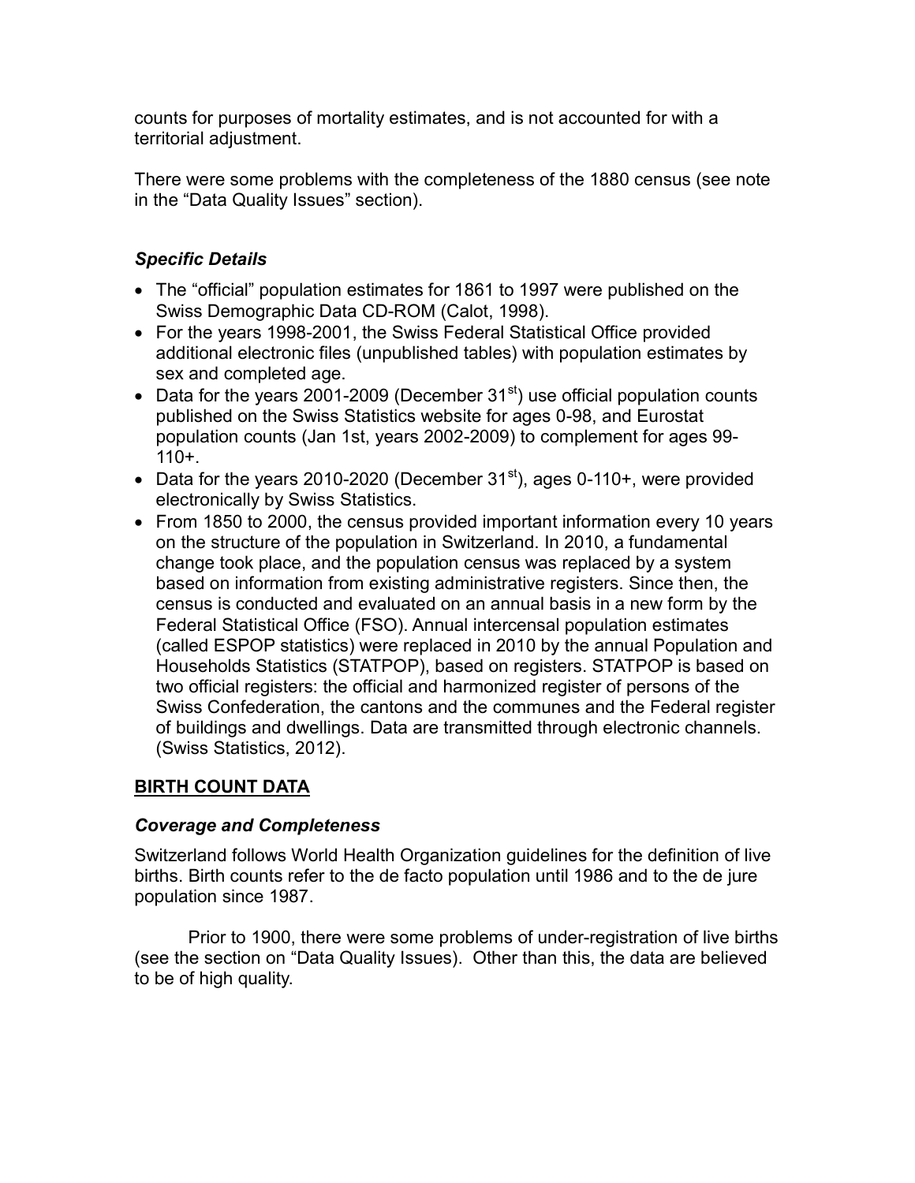counts for purposes of mortality estimates, and is not accounted for with a territorial adjustment.

There were some problems with the completeness of the 1880 census (see note in the "Data Quality Issues" section).

### *Specific Details*

- The "official" population estimates for 1861 to 1997 were published on the Swiss Demographic Data CD-ROM (Calot, 1998).
- For the years 1998-2001, the Swiss Federal Statistical Office provided additional electronic files (unpublished tables) with population estimates by sex and completed age.
- Data for the years 2001-2009 (December 31st) use official population counts published on the Swiss Statistics website for ages 0-98, and Eurostat population counts (Jan 1st, years 2002-2009) to complement for ages 99-110+.
- Data for the years 2010-2020 (December 31st), ages 0-110+, were provided electronically by Swiss Statistics.
- From 1850 to 2000, the census provided important information every 10 years on the structure of the population in Switzerland. In 2010, a fundamental change took place, and the population census was replaced by a system based on information from existing administrative registers. Since then, the census is conducted and evaluated on an annual basis in a new form by the Federal Statistical Office (FSO). Annual intercensal population estimates (called ESPOP statistics) were replaced in 2010 by the annual Population and Households Statistics (STATPOP), based on registers. STATPOP is based on two official registers: the official and harmonized register of persons of the Swiss Confederation, the cantons and the communes and the Federal register of buildings and dwellings. Data are transmitted through electronic channels. (Swiss Statistics, 2012).

## BIRTH COUNT DATA

### *Coverage and Completeness*

Switzerland follows World Health Organization guidelines for the definition of live births. Birth counts refer to the de facto population until 1986 and to the de jure population since 1987.

Prior to 1900, there were some problems of under-registration of live births (see the section on "Data Quality Issues). Other than this, the data are believed to be of high quality.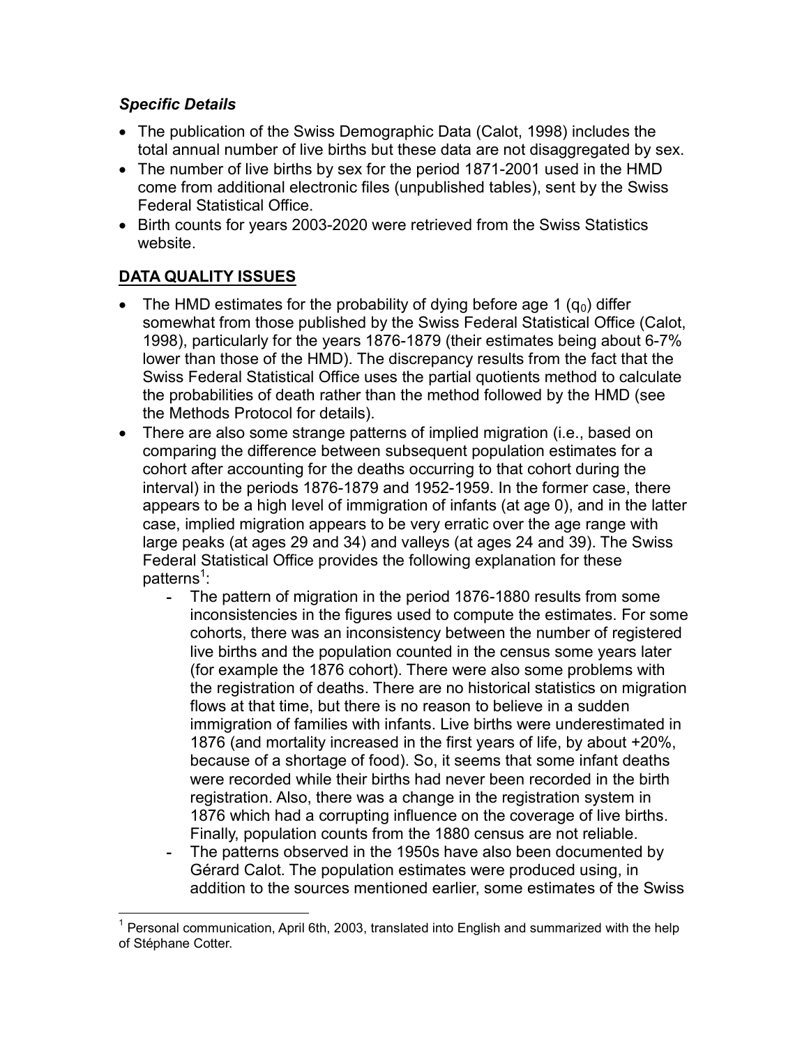### *Specific Details*

- The publication of the Swiss Demographic Data (Calot, 1998) includes the total annual number of live births but these data are not disaggregated by sex.
- The number of live births by sex for the period 1871-2001 used in the HMD come from additional electronic files (unpublished tables), sent by the Swiss Federal Statistical Office.
- Birth counts for years 2003-2020 were retrieved from the Swiss Statistics website.

## **DATA QUALITY ISSUES**

- The HMD estimates for the probability of dying before age 1 ($q_0$) differ somewhat from those published by the Swiss Federal Statistical Office (Calot, 1998), particularly for the years 1876-1879 (their estimates being about 6-7% lower than those of the HMD). The discrepancy results from the fact that the Swiss Federal Statistical Office uses the partial quotients method to calculate the probabilities of death rather than the method followed by the HMD (see the Methods Protocol for details).
- There are also some strange patterns of implied migration (i.e., based on comparing the difference between subsequent population estimates for a cohort after accounting for the deaths occurring to that cohort during the interval) in the periods 1876-1879 and 1952-1959. In the former case, there appears to be a high level of immigration of infants (at age 0), and in the latter case, implied migration appears to be very erratic over the age range with large peaks (at ages 29 and 34) and valleys (at ages 24 and 39). The Swiss Federal Statistical Office provides the following explanation for these patterns[1]:
    - The pattern of migration in the period 1876-1880 results from some inconsistencies in the figures used to compute the estimates. For some cohorts, there was an inconsistency between the number of registered live births and the population counted in the census some years later (for example the 1876 cohort). There were also some problems with the registration of deaths. There are no historical statistics on migration flows at that time, but there is no reason to believe in a sudden immigration of families with infants. Live births were underestimated in 1876 (and mortality increased in the first years of life, by about +20%, because of a shortage of food). So, it seems that some infant deaths were recorded while their births had never been recorded in the birth registration. Also, there was a change in the registration system in 1876 which had a corrupting influence on the coverage of live births. Finally, population counts from the 1880 census are not reliable.
    - The patterns observed in the 1950s have also been documented by Gérard Calot. The population estimates were produced using, in addition to the sources mentioned earlier, some estimates of the Swiss

[1] Personal communication, April 6th, 2003, translated into English and summarized with the help of Stéphane Cotter.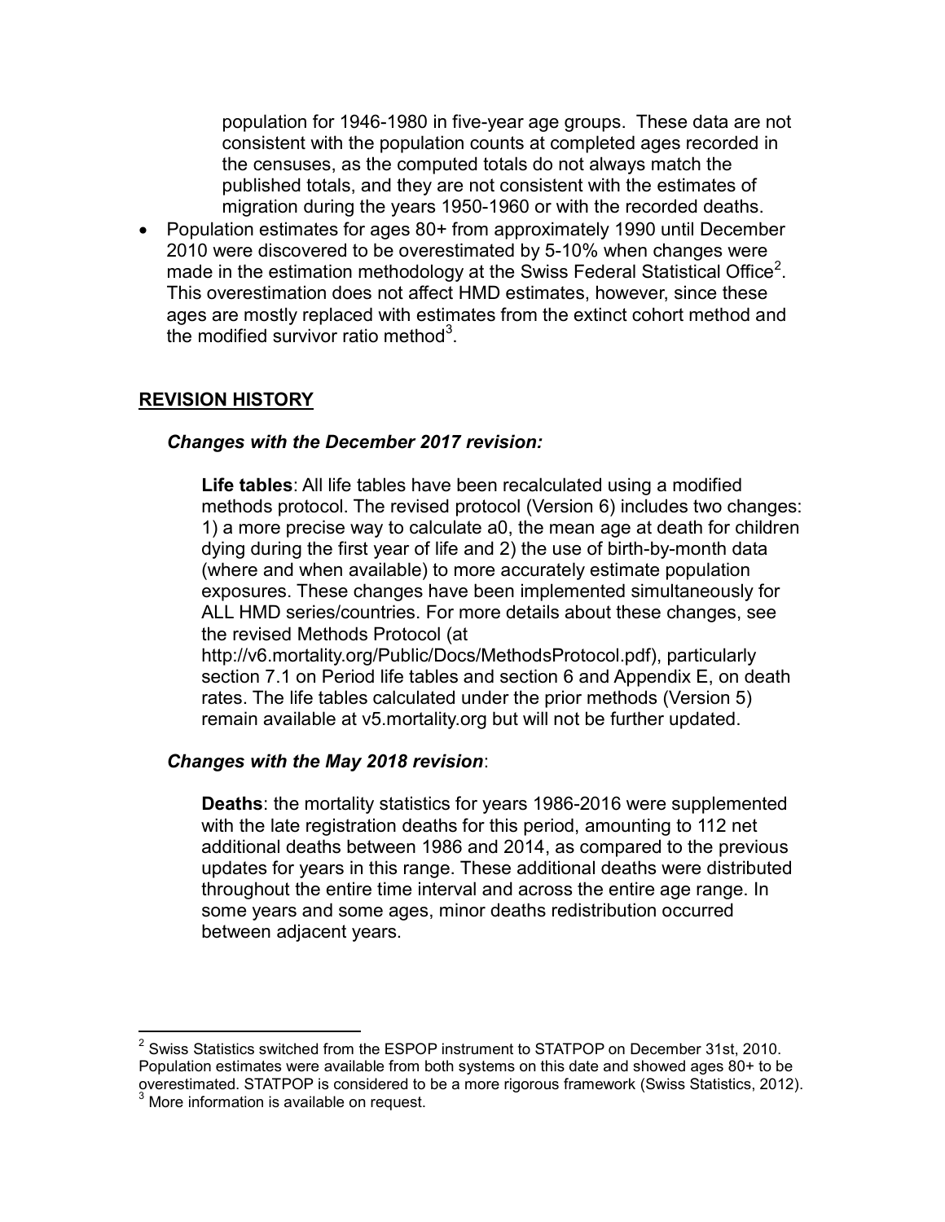population for 1946-1980 in five-year age groups. These data are not consistent with the population counts at completed ages recorded in the censuses, as the computed totals do not always match the published totals, and they are not consistent with the estimates of migration during the years 1950-1960 or with the recorded deaths.

- Population estimates for ages 80+ from approximately 1990 until December 2010 were discovered to be overestimated by 5-10% when changes were made in the estimation methodology at the Swiss Federal Statistical Office[2]. This overestimation does not affect HMD estimates, however, since these ages are mostly replaced with estimates from the extinct cohort method and the modified survivor ratio method[3].

## REVISION HISTORY

### *Changes with the December 2017 revision:*

**Life tables**: All life tables have been recalculated using a modified methods protocol. The revised protocol (Version 6) includes two changes: 1) a more precise way to calculate a0, the mean age at death for children dying during the first year of life and 2) the use of birth-by-month data (where and when available) to more accurately estimate population exposures. These changes have been implemented simultaneously for ALL HMD series/countries. For more details about these changes, see the revised Methods Protocol (at http://v6.mortality.org/Public/Docs/MethodsProtocol.pdf), particularly section 7.1 on Period life tables and section 6 and Appendix E, on death rates. The life tables calculated under the prior methods (Version 5) remain available at v5.mortality.org but will not be further updated.

### *Changes with the May 2018 revision*:

**Deaths**: the mortality statistics for years 1986-2016 were supplemented with the late registration deaths for this period, amounting to 112 net additional deaths between 1986 and 2014, as compared to the previous updates for years in this range. These additional deaths were distributed throughout the entire time interval and across the entire age range. In some years and some ages, minor deaths redistribution occurred between adjacent years.

---

[2] Swiss Statistics switched from the ESPOP instrument to STATPOP on December 31st, 2010. Population estimates were available from both systems on this date and showed ages 80+ to be overestimated. STATPOP is considered to be a more rigorous framework (Swiss Statistics, 2012).

[3] More information is available on request.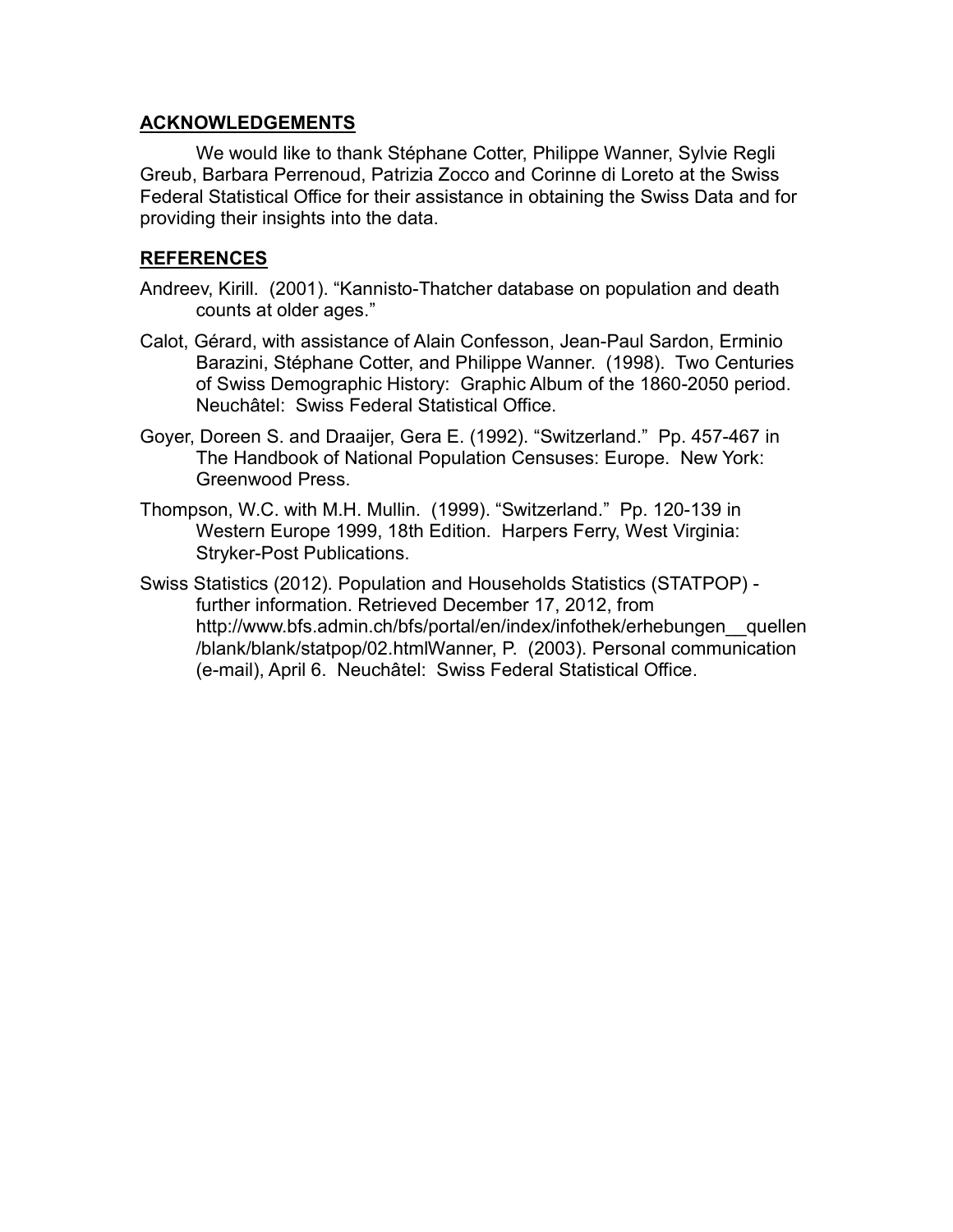## ACKNOWLEDGEMENTS

We would like to thank Stéphane Cotter, Philippe Wanner, Sylvie Regli Greub, Barbara Perrenoud, Patrizia Zocco and Corinne di Loreto at the Swiss Federal Statistical Office for their assistance in obtaining the Swiss Data and for providing their insights into the data.

## REFERENCES

Andreev, Kirill. (2001). "Kannisto-Thatcher database on population and death counts at older ages."

Calot, Gérard, with assistance of Alain Confesson, Jean-Paul Sardon, Erminio Barazini, Stéphane Cotter, and Philippe Wanner. (1998). Two Centuries of Swiss Demographic History: Graphic Album of the 1860-2050 period. Neuchâtel: Swiss Federal Statistical Office.

Goyer, Doreen S. and Draaijer, Gera E. (1992). "Switzerland." Pp. 457-467 in The Handbook of National Population Censuses: Europe. New York: Greenwood Press.

Thompson, W.C. with M.H. Mullin. (1999). "Switzerland." Pp. 120-139 in Western Europe 1999, 18th Edition. Harpers Ferry, West Virginia: Stryker-Post Publications.

Swiss Statistics (2012). Population and Households Statistics (STATPOP) - further information. Retrieved December 17, 2012, from http://www.bfs.admin.ch/bfs/portal/en/index/infothek/erhebungen__quellen/blank/blank/statpop/02.htmlWanner, P. (2003). Personal communication (e-mail), April 6. Neuchâtel: Swiss Federal Statistical Office.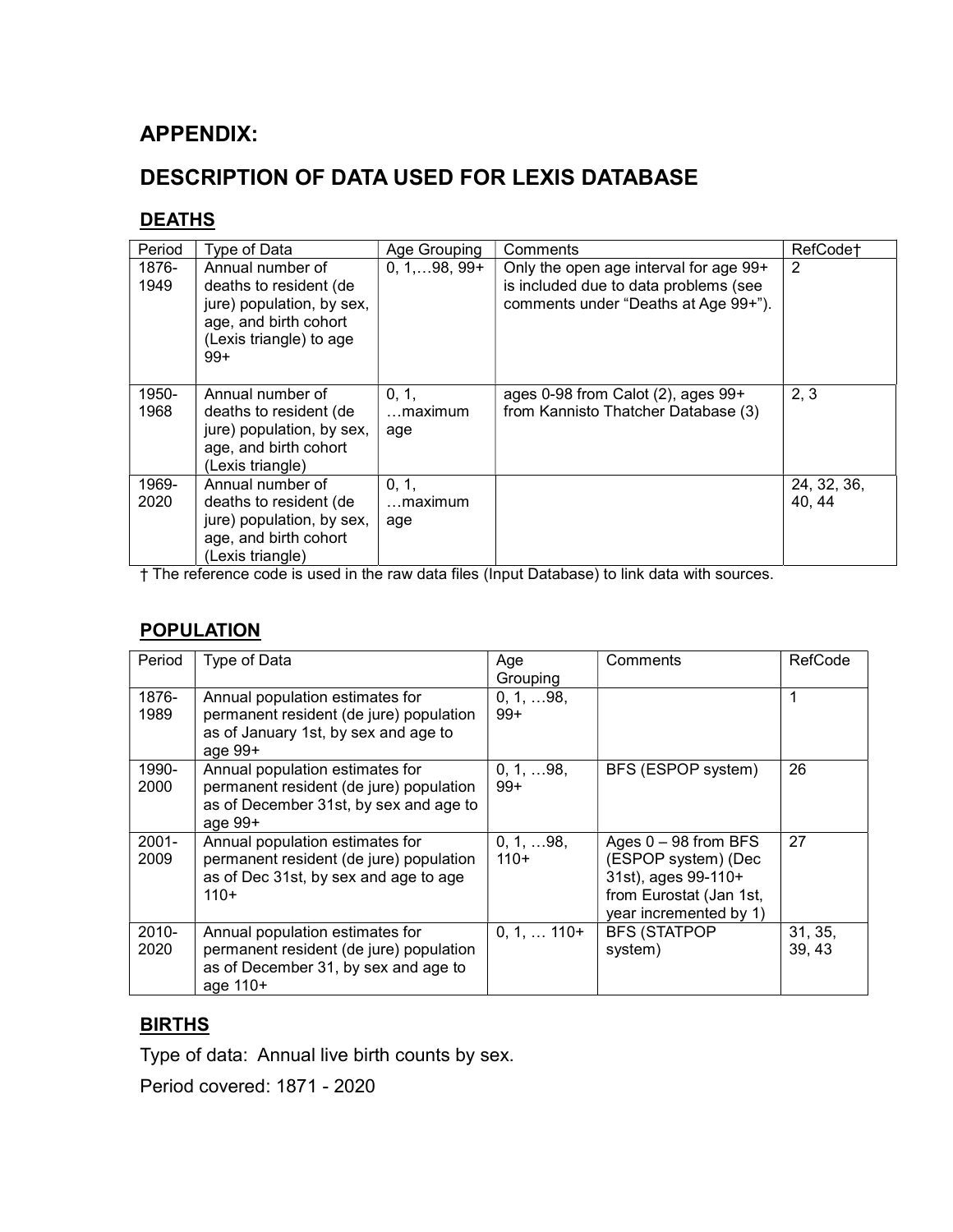# APPENDIX:

# DESCRIPTION OF DATA USED FOR LEXIS DATABASE

## DEATHS

| Period | Type of Data | Age Grouping | Comments | RefCode† |
|---|---|---|---|---|
| 1876-1949 | Annual number of deaths to resident (de jure) population, by sex, age, and birth cohort (Lexis triangle) to age 99+ | 0, 1,…98, 99+ | Only the open age interval for age 99+ is included due to data problems (see comments under "Deaths at Age 99+"). | 2 |
| 1950-1968 | Annual number of deaths to resident (de jure) population, by sex, age, and birth cohort (Lexis triangle) | 0, 1, …maximum age | ages 0-98 from Calot (2), ages 99+ from Kannisto Thatcher Database (3) | 2, 3 |
| 1969-2020 | Annual number of deaths to resident (de jure) population, by sex, age, and birth cohort (Lexis triangle) | 0, 1, …maximum age | | 24, 32, 36, 40, 44 |

† The reference code is used in the raw data files (Input Database) to link data with sources.

## POPULATION

| Period | Type of Data | Age Grouping | Comments | RefCode |
|---|---|---|---|---|
| 1876-1989 | Annual population estimates for permanent resident (de jure) population as of January 1st, by sex and age to age 99+ | 0, 1, …98, 99+ | | 1 |
| 1990-2000 | Annual population estimates for permanent resident (de jure) population as of December 31st, by sex and age to age 99+ | 0, 1, …98, 99+ | BFS (ESPOP system) | 26 |
| 2001-2009 | Annual population estimates for permanent resident (de jure) population as of Dec 31st, by sex and age to age 110+ | 0, 1, …98, 110+ | Ages 0 – 98 from BFS (ESPOP system) (Dec 31st), ages 99-110+ from Eurostat (Jan 1st, year incremented by 1) | 27 |
| 2010-2020 | Annual population estimates for permanent resident (de jure) population as of December 31, by sex and age to age 110+ | 0, 1, … 110+ | BFS (STATPOP system) | 31, 35, 39, 43 |

## BIRTHS

Type of data: Annual live birth counts by sex.

Period covered: 1871 - 2020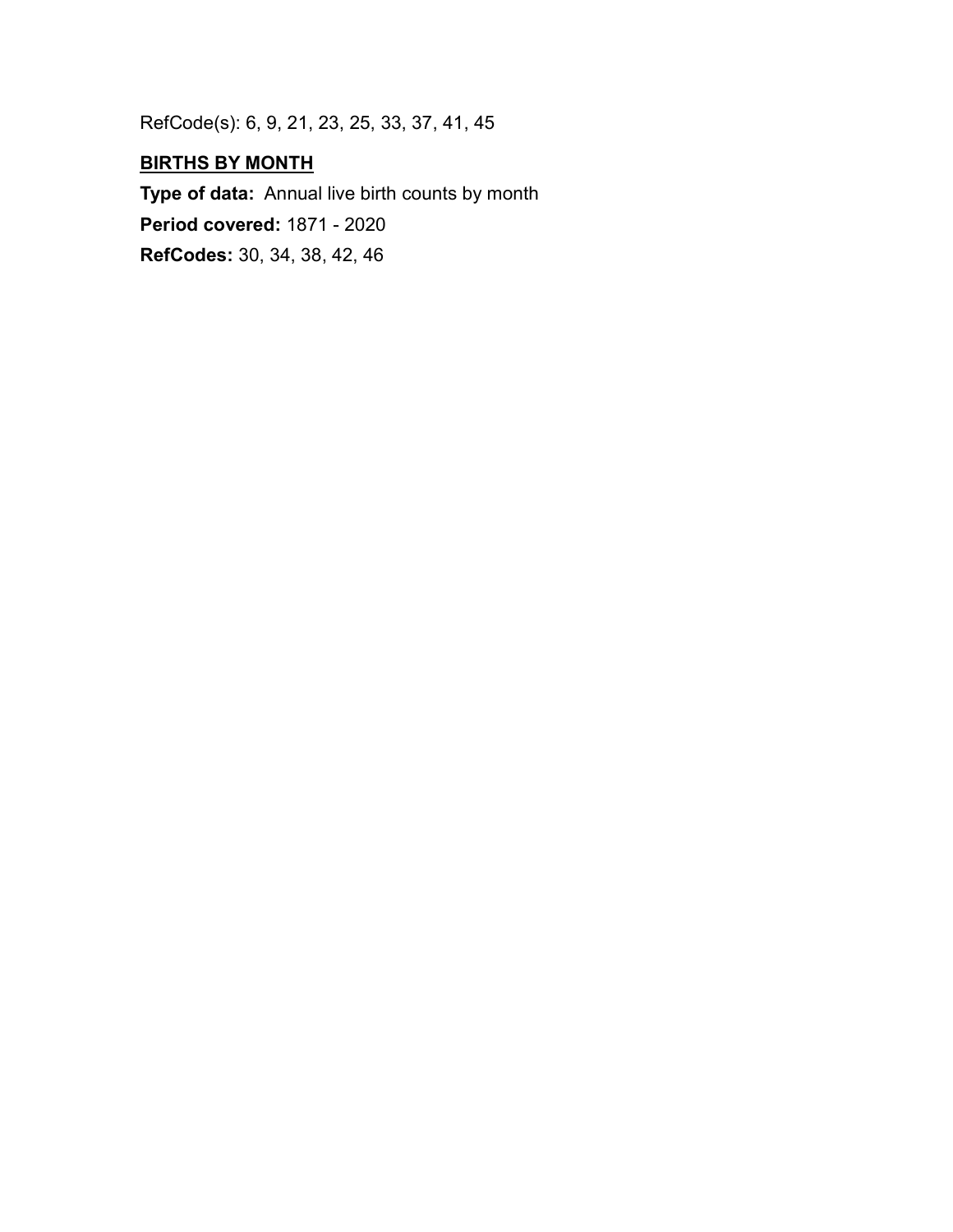RefCode(s): 6, 9, 21, 23, 25, 33, 37, 41, 45

**BIRTHS BY MONTH**

**Type of data:** Annual live birth counts by month

**Period covered:** 1871 - 2020

**RefCodes:** 30, 34, 38, 42, 46